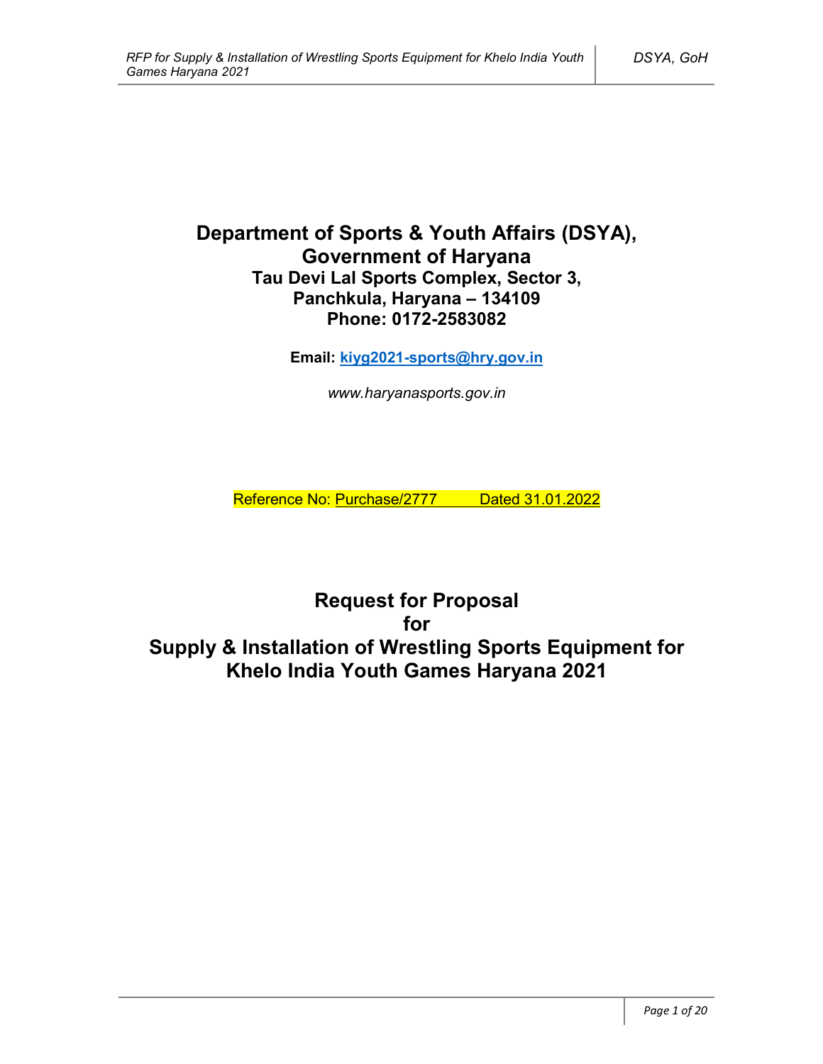# Department of Sports & Youth Affairs (DSYA), Government of Haryana

### Tau Devi Lal Sports Complex, Sector 3, Panchkula, Haryana – 134109

### Phone: 0172-2583082

**Email: kiyg2021-sports@hry.gov.in**

*www.haryanasports.gov.in*

Reference No: Purchase/2777        Dated 31.01.2022

# Request for Proposal for Supply & Installation of Wrestling Sports Equipment for Khelo India Youth Games Haryana 2021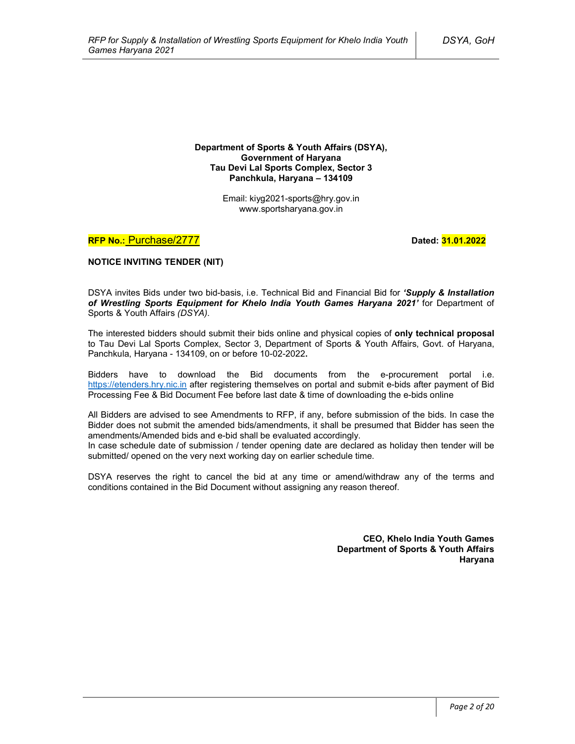**Department of Sports & Youth Affairs (DSYA),**
**Government of Haryana**
**Tau Devi Lal Sports Complex, Sector 3**
**Panchkula, Haryana – 134109**

Email: kiyg2021-sports@hry.gov.in
www.sportsharyana.gov.in

**RFP No.:** Purchase/2777 **Dated: 31.01.2022**

**NOTICE INVITING TENDER (NIT)**

DSYA invites Bids under two bid-basis, i.e. Technical Bid and Financial Bid for ***'Supply & Installation of Wrestling Sports Equipment for Khelo India Youth Games Haryana 2021'*** for Department of Sports & Youth Affairs *(DSYA)*.

The interested bidders should submit their bids online and physical copies of **only technical proposal** to Tau Devi Lal Sports Complex, Sector 3, Department of Sports & Youth Affairs, Govt. of Haryana, Panchkula, Haryana - 134109, on or before 10-02-2022**.**

Bidders have to download the Bid documents from the e-procurement portal i.e. https://etenders.hry.nic.in after registering themselves on portal and submit e-bids after payment of Bid Processing Fee & Bid Document Fee before last date & time of downloading the e-bids online

All Bidders are advised to see Amendments to RFP, if any, before submission of the bids. In case the Bidder does not submit the amended bids/amendments, it shall be presumed that Bidder has seen the amendments/Amended bids and e-bid shall be evaluated accordingly.
In case schedule date of submission / tender opening date are declared as holiday then tender will be submitted/ opened on the very next working day on earlier schedule time.

DSYA reserves the right to cancel the bid at any time or amend/withdraw any of the terms and conditions contained in the Bid Document without assigning any reason thereof.

**CEO, Khelo India Youth Games**
**Department of Sports & Youth Affairs**
**Haryana**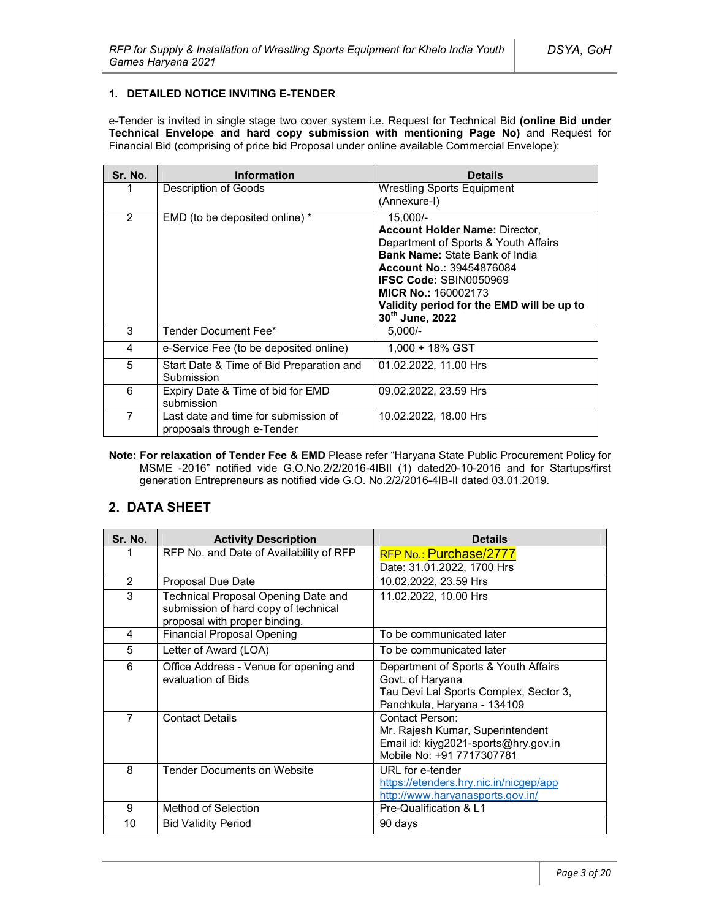### 1. DETAILED NOTICE INVITING E-TENDER

e-Tender is invited in single stage two cover system i.e. Request for Technical Bid **(online Bid under Technical Envelope and hard copy submission with mentioning Page No)** and Request for Financial Bid (comprising of price bid Proposal under online available Commercial Envelope):

| Sr. No. | Information | Details |
|---|---|---|
| 1 | Description of Goods | Wrestling Sports Equipment (Annexure-I) |
| 2 | EMD (to be deposited online) * | 15,000/-<br>**Account Holder Name:** Director, Department of Sports & Youth Affairs<br>**Bank Name:** State Bank of India<br>**Account No.:** 39454876084<br>**IFSC Code:** SBIN0050969<br>**MICR No.:** 160002173<br>**Validity period for the EMD will be up to 30th June, 2022** |
| 3 | Tender Document Fee* | 5,000/- |
| 4 | e-Service Fee (to be deposited online) | 1,000 + 18% GST |
| 5 | Start Date & Time of Bid Preparation and Submission | 01.02.2022, 11.00 Hrs |
| 6 | Expiry Date & Time of bid for EMD submission | 09.02.2022, 23.59 Hrs |
| 7 | Last date and time for submission of proposals through e-Tender | 10.02.2022, 18.00 Hrs |

**Note: For relaxation of Tender Fee & EMD** Please refer "Haryana State Public Procurement Policy for MSME -2016" notified vide G.O.No.2/2/2016-4IBII (1) dated20-10-2016 and for Startups/first generation Entrepreneurs as notified vide G.O. No.2/2/2016-4IB-II dated 03.01.2019.

## 2. DATA SHEET

| Sr. No. | Activity Description | Details |
|---|---|---|
| 1 | RFP No. and Date of Availability of RFP | RFP No.: Purchase/2777<br>Date: 31.01.2022, 1700 Hrs |
| 2 | Proposal Due Date | 10.02.2022, 23.59 Hrs |
| 3 | Technical Proposal Opening Date and submission of hard copy of technical proposal with proper binding. | 11.02.2022, 10.00 Hrs |
| 4 | Financial Proposal Opening | To be communicated later |
| 5 | Letter of Award (LOA) | To be communicated later |
| 6 | Office Address - Venue for opening and evaluation of Bids | Department of Sports & Youth Affairs<br>Govt. of Haryana<br>Tau Devi Lal Sports Complex, Sector 3, Panchkula, Haryana - 134109 |
| 7 | Contact Details | Contact Person:<br>Mr. Rajesh Kumar, Superintendent<br>Email id: kiyg2021-sports@hry.gov.in<br>Mobile No: +91 7717307781 |
| 8 | Tender Documents on Website | URL for e-tender<br>https://etenders.hry.nic.in/nicgep/app<br>http://www.haryanasports.gov.in/ |
| 9 | Method of Selection | Pre-Qualification & L1 |
| 10 | Bid Validity Period | 90 days |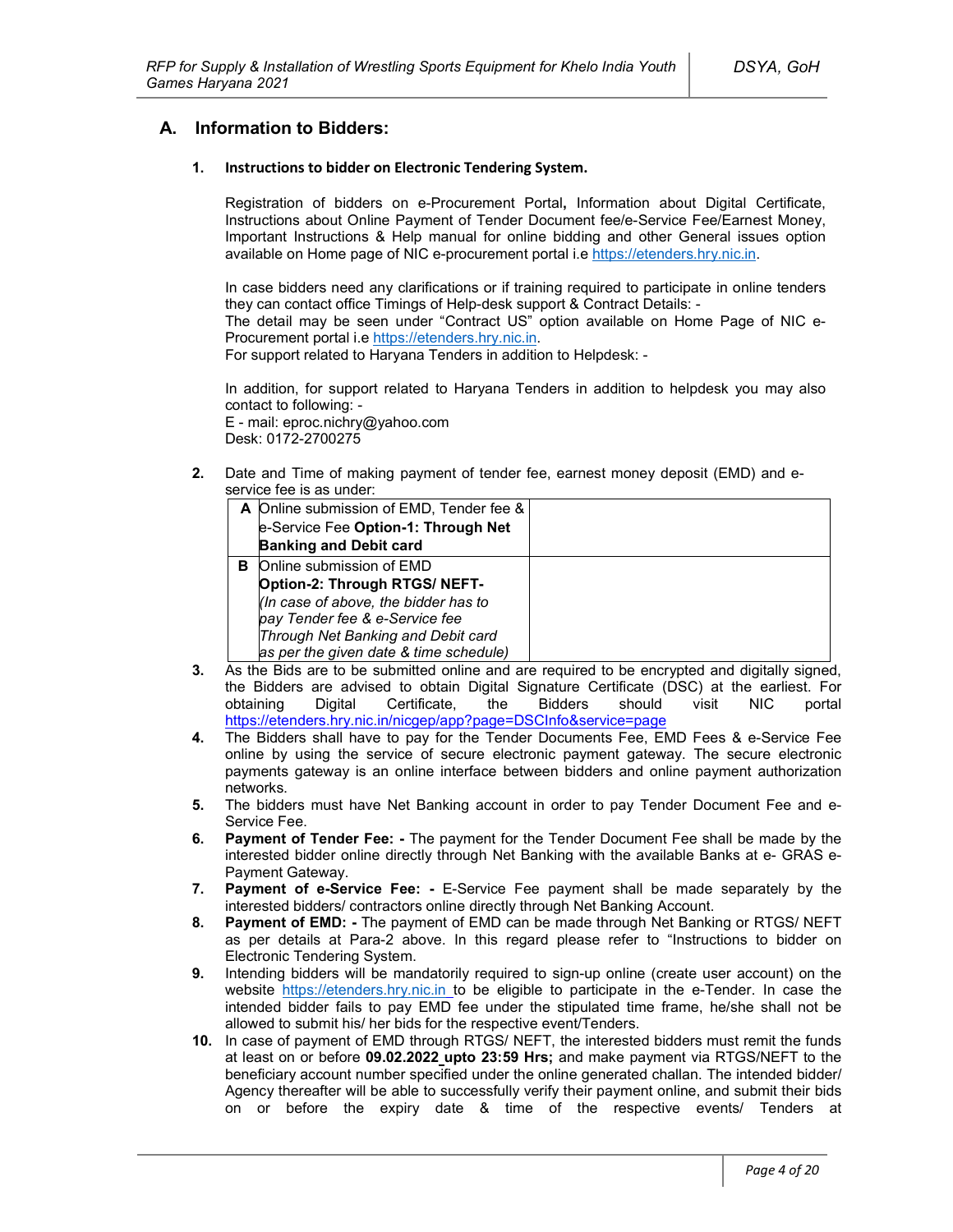## A. Information to Bidders:

### 1. Instructions to bidder on Electronic Tendering System.

Registration of bidders on e-Procurement Portal**,** Information about Digital Certificate, Instructions about Online Payment of Tender Document fee/e-Service Fee/Earnest Money, Important Instructions & Help manual for online bidding and other General issues option available on Home page of NIC e-procurement portal i.e https://etenders.hry.nic.in.

In case bidders need any clarifications or if training required to participate in online tenders they can contact office Timings of Help-desk support & Contract Details: -
The detail may be seen under "Contract US" option available on Home Page of NIC e-Procurement portal i.e https://etenders.hry.nic.in.
For support related to Haryana Tenders in addition to Helpdesk: -

In addition, for support related to Haryana Tenders in addition to helpdesk you may also contact to following: -
E - mail: eproc.nichry@yahoo.com
Desk: 0172-2700275

**2.** Date and Time of making payment of tender fee, earnest money deposit (EMD) and e-service fee is as under:

| | | |
|---|---|---|
| **A** | Online submission of EMD, Tender fee & e-Service Fee **Option-1: Through Net Banking and Debit card** | |
| **B** | Online submission of EMD **Option-2: Through RTGS/ NEFT-** *(In case of above, the bidder has to pay Tender fee & e-Service fee Through Net Banking and Debit card as per the given date & time schedule)* | |

**3.** As the Bids are to be submitted online and are required to be encrypted and digitally signed, the Bidders are advised to obtain Digital Signature Certificate (DSC) at the earliest. For obtaining Digital Certificate, the Bidders should visit NIC portal https://etenders.hry.nic.in/nicgep/app?page=DSCInfo&service=page

**4.** The Bidders shall have to pay for the Tender Documents Fee, EMD Fees & e-Service Fee online by using the service of secure electronic payment gateway. The secure electronic payments gateway is an online interface between bidders and online payment authorization networks.

**5.** The bidders must have Net Banking account in order to pay Tender Document Fee and e-Service Fee.

**6.** **Payment of Tender Fee: -** The payment for the Tender Document Fee shall be made by the interested bidder online directly through Net Banking with the available Banks at e- GRAS e-Payment Gateway.

**7.** **Payment of e-Service Fee: -** E-Service Fee payment shall be made separately by the interested bidders/ contractors online directly through Net Banking Account.

**8.** **Payment of EMD: -** The payment of EMD can be made through Net Banking or RTGS/ NEFT as per details at Para-2 above. In this regard please refer to "Instructions to bidder on Electronic Tendering System.

**9.** Intending bidders will be mandatorily required to sign-up online (create user account) on the website https://etenders.hry.nic.in to be eligible to participate in the e-Tender. In case the intended bidder fails to pay EMD fee under the stipulated time frame, he/she shall not be allowed to submit his/ her bids for the respective event/Tenders.

**10.** In case of payment of EMD through RTGS/ NEFT, the interested bidders must remit the funds at least on or before **09.02.2022 upto 23:59 Hrs;** and make payment via RTGS/NEFT to the beneficiary account number specified under the online generated challan. The intended bidder/ Agency thereafter will be able to successfully verify their payment online, and submit their bids on or before the expiry date & time of the respective events/ Tenders at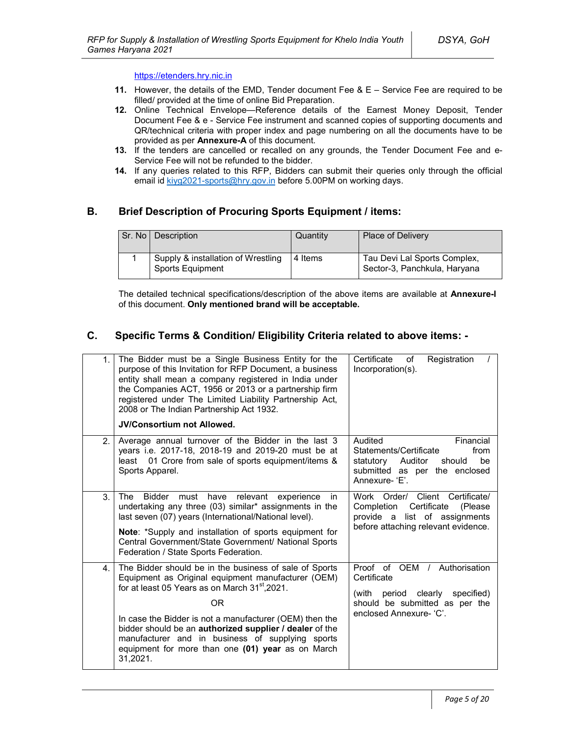https://etenders.hry.nic.in

11. However, the details of the EMD, Tender document Fee & E – Service Fee are required to be filled/ provided at the time of online Bid Preparation.
12. Online Technical Envelope—Reference details of the Earnest Money Deposit, Tender Document Fee & e - Service Fee instrument and scanned copies of supporting documents and QR/technical criteria with proper index and page numbering on all the documents have to be provided as per **Annexure-A** of this document.
13. If the tenders are cancelled or recalled on any grounds, the Tender Document Fee and e-Service Fee will not be refunded to the bidder.
14. If any queries related to this RFP, Bidders can submit their queries only through the official email id kiyg2021-sports@hry.gov.in before 5.00PM on working days.

## B. Brief Description of Procuring Sports Equipment / items:

| Sr. No | Description | Quantity | Place of Delivery |
|---|---|---|---|
| 1 | Supply & installation of Wrestling Sports Equipment | 4 Items | Tau Devi Lal Sports Complex, Sector-3, Panchkula, Haryana |

The detailed technical specifications/description of the above items are available at **Annexure-I** of this document. **Only mentioned brand will be acceptable.**

## C. Specific Terms & Condition/ Eligibility Criteria related to above items: -

| | | |
|---|---|---|
| 1. | The Bidder must be a Single Business Entity for the purpose of this Invitation for RFP Document, a business entity shall mean a company registered in India under the Companies ACT, 1956 or 2013 or a partnership firm registered under The Limited Liability Partnership Act, 2008 or The Indian Partnership Act 1932.<br><br>**JV/Consortium not Allowed.** | Certificate of Registration / Incorporation(s). |
| 2. | Average annual turnover of the Bidder in the last 3 years i.e. 2017-18, 2018-19 and 2019-20 must be at least 01 Crore from sale of sports equipment/items & Sports Apparel. | Audited Financial Statements/Certificate from statutory Auditor should be submitted as per the enclosed Annexure- 'E'. |
| 3. | The Bidder must have relevant experience in undertaking any three (03) similar* assignments in the last seven (07) years (International/National level).<br><br>**Note**: *Supply and installation of sports equipment for Central Government/State Government/ National Sports Federation / State Sports Federation. | Work Order/ Client Certificate/ Completion Certificate (Please provide a list of assignments before attaching relevant evidence. |
| 4. | The Bidder should be in the business of sale of Sports Equipment as Original equipment manufacturer (OEM) for at least 05 Years as on March 31st,2021.<br><br>OR<br><br>In case the Bidder is not a manufacturer (OEM) then the bidder should be an **authorized supplier / dealer** of the manufacturer and in business of supplying sports equipment for more than one **(01) year** as on March 31,2021. | Proof of OEM / Authorisation Certificate<br><br>(with period clearly specified) should be submitted as per the enclosed Annexure- 'C'. |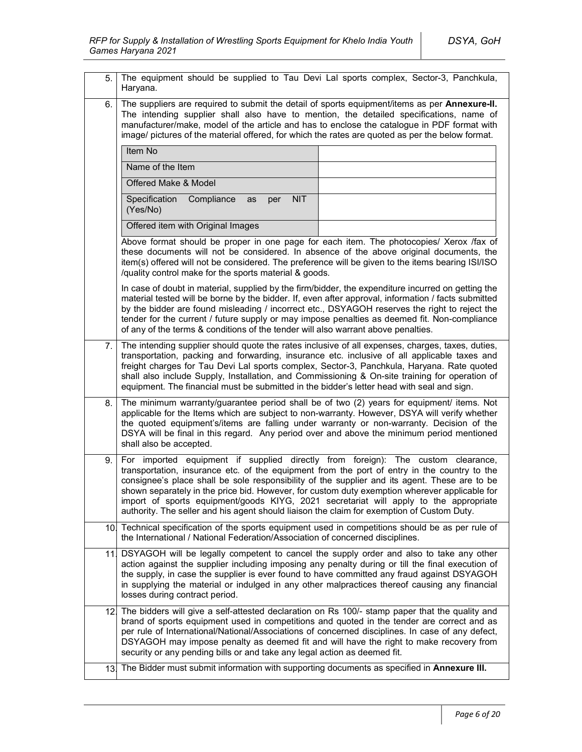| | |
|---|---|
| 5. | The equipment should be supplied to Tau Devi Lal sports complex, Sector-3, Panchkula, Haryana. |
| 6. | The suppliers are required to submit the detail of sports equipment/items as per **Annexure-II.** The intending supplier shall also have to mention, the detailed specifications, name of manufacturer/make, model of the article and has to enclose the catalogue in PDF format with image/ pictures of the material offered, for which the rates are quoted as per the below format.<br><br>Item No: <br>Name of the Item: <br>Offered Make & Model: <br>Specification Compliance as per NIT (Yes/No): <br>Offered item with Original Images: <br><br>Above format should be proper in one page for each item. The photocopies/ Xerox /fax of these documents will not be considered. In absence of the above original documents, the item(s) offered will not be considered. The preference will be given to the items bearing ISI/ISO /quality control make for the sports material & goods.<br><br>In case of doubt in material, supplied by the firm/bidder, the expenditure incurred on getting the material tested will be borne by the bidder. If, even after approval, information / facts submitted by the bidder are found misleading / incorrect etc., DSYAGOH reserves the right to reject the tender for the current / future supply or may impose penalties as deemed fit. Non-compliance of any of the terms & conditions of the tender will also warrant above penalties. |
| 7. | The intending supplier should quote the rates inclusive of all expenses, charges, taxes, duties, transportation, packing and forwarding, insurance etc. inclusive of all applicable taxes and freight charges for Tau Devi Lal sports complex, Sector-3, Panchkula, Haryana. Rate quoted shall also include Supply, Installation, and Commissioning & On-site training for operation of equipment. The financial must be submitted in the bidder's letter head with seal and sign. |
| 8. | The minimum warranty/guarantee period shall be of two (2) years for equipment/ items. Not applicable for the Items which are subject to non-warranty. However, DSYA will verify whether the quoted equipment's/items are falling under warranty or non-warranty. Decision of the DSYA will be final in this regard. Any period over and above the minimum period mentioned shall also be accepted. |
| 9. | For imported equipment if supplied directly from foreign): The custom clearance, transportation, insurance etc. of the equipment from the port of entry in the country to the consignee's place shall be sole responsibility of the supplier and its agent. These are to be shown separately in the price bid. However, for custom duty exemption wherever applicable for import of sports equipment/goods KIYG, 2021 secretariat will apply to the appropriate authority. The seller and his agent should liaison the claim for exemption of Custom Duty. |
| 10. | Technical specification of the sports equipment used in competitions should be as per rule of the International / National Federation/Association of concerned disciplines. |
| 11. | DSYAGOH will be legally competent to cancel the supply order and also to take any other action against the supplier including imposing any penalty during or till the final execution of the supply, in case the supplier is ever found to have committed any fraud against DSYAGOH in supplying the material or indulged in any other malpractices thereof causing any financial losses during contract period. |
| 12. | The bidders will give a self-attested declaration on Rs 100/- stamp paper that the quality and brand of sports equipment used in competitions and quoted in the tender are correct and as per rule of International/National/Associations of concerned disciplines. In case of any defect, DSYAGOH may impose penalty as deemed fit and will have the right to make recovery from security or any pending bills or and take any legal action as deemed fit. |
| 13. | The Bidder must submit information with supporting documents as specified in **Annexure III.** |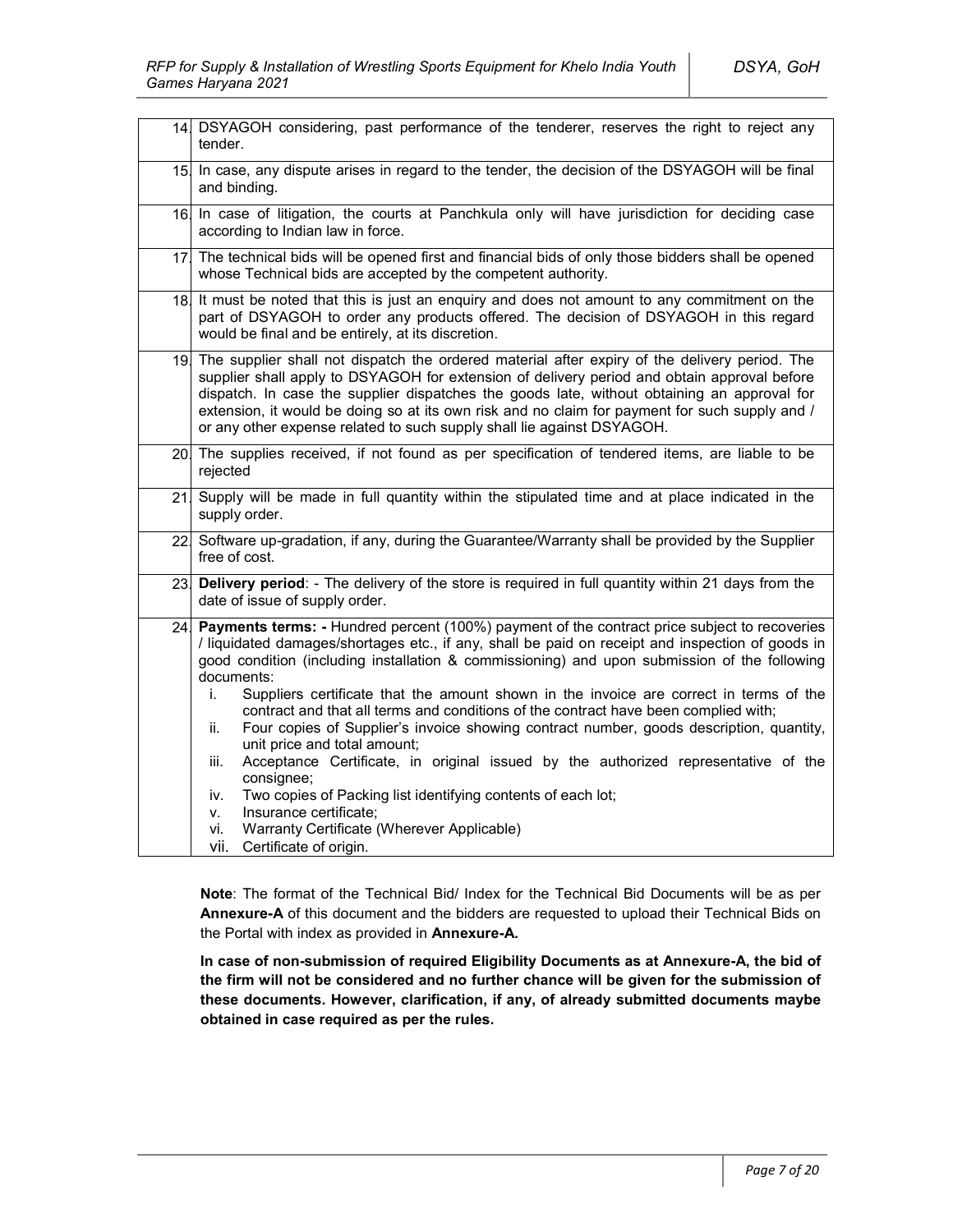| | |
|---|---|
| 14. | DSYAGOH considering, past performance of the tenderer, reserves the right to reject any tender. |
| 15. | In case, any dispute arises in regard to the tender, the decision of the DSYAGOH will be final and binding. |
| 16. | In case of litigation, the courts at Panchkula only will have jurisdiction for deciding case according to Indian law in force. |
| 17. | The technical bids will be opened first and financial bids of only those bidders shall be opened whose Technical bids are accepted by the competent authority. |
| 18. | It must be noted that this is just an enquiry and does not amount to any commitment on the part of DSYAGOH to order any products offered. The decision of DSYAGOH in this regard would be final and be entirely, at its discretion. |
| 19. | The supplier shall not dispatch the ordered material after expiry of the delivery period. The supplier shall apply to DSYAGOH for extension of delivery period and obtain approval before dispatch. In case the supplier dispatches the goods late, without obtaining an approval for extension, it would be doing so at its own risk and no claim for payment for such supply and / or any other expense related to such supply shall lie against DSYAGOH. |
| 20. | The supplies received, if not found as per specification of tendered items, are liable to be rejected |
| 21. | Supply will be made in full quantity within the stipulated time and at place indicated in the supply order. |
| 22. | Software up-gradation, if any, during the Guarantee/Warranty shall be provided by the Supplier free of cost. |
| 23. | **Delivery period**: - The delivery of the store is required in full quantity within 21 days from the date of issue of supply order. |
| 24. | **Payments terms: -** Hundred percent (100%) payment of the contract price subject to recoveries / liquidated damages/shortages etc., if any, shall be paid on receipt and inspection of goods in good condition (including installation & commissioning) and upon submission of the following documents:<br>i. Suppliers certificate that the amount shown in the invoice are correct in terms of the contract and that all terms and conditions of the contract have been complied with;<br>ii. Four copies of Supplier's invoice showing contract number, goods description, quantity, unit price and total amount;<br>iii. Acceptance Certificate, in original issued by the authorized representative of the consignee;<br>iv. Two copies of Packing list identifying contents of each lot;<br>v. Insurance certificate;<br>vi. Warranty Certificate (Wherever Applicable)<br>vii. Certificate of origin. |

**Note**: The format of the Technical Bid/ Index for the Technical Bid Documents will be as per **Annexure-A** of this document and the bidders are requested to upload their Technical Bids on the Portal with index as provided in **Annexure-A.**

**In case of non-submission of required Eligibility Documents as at Annexure-A, the bid of the firm will not be considered and no further chance will be given for the submission of these documents. However, clarification, if any, of already submitted documents maybe obtained in case required as per the rules.**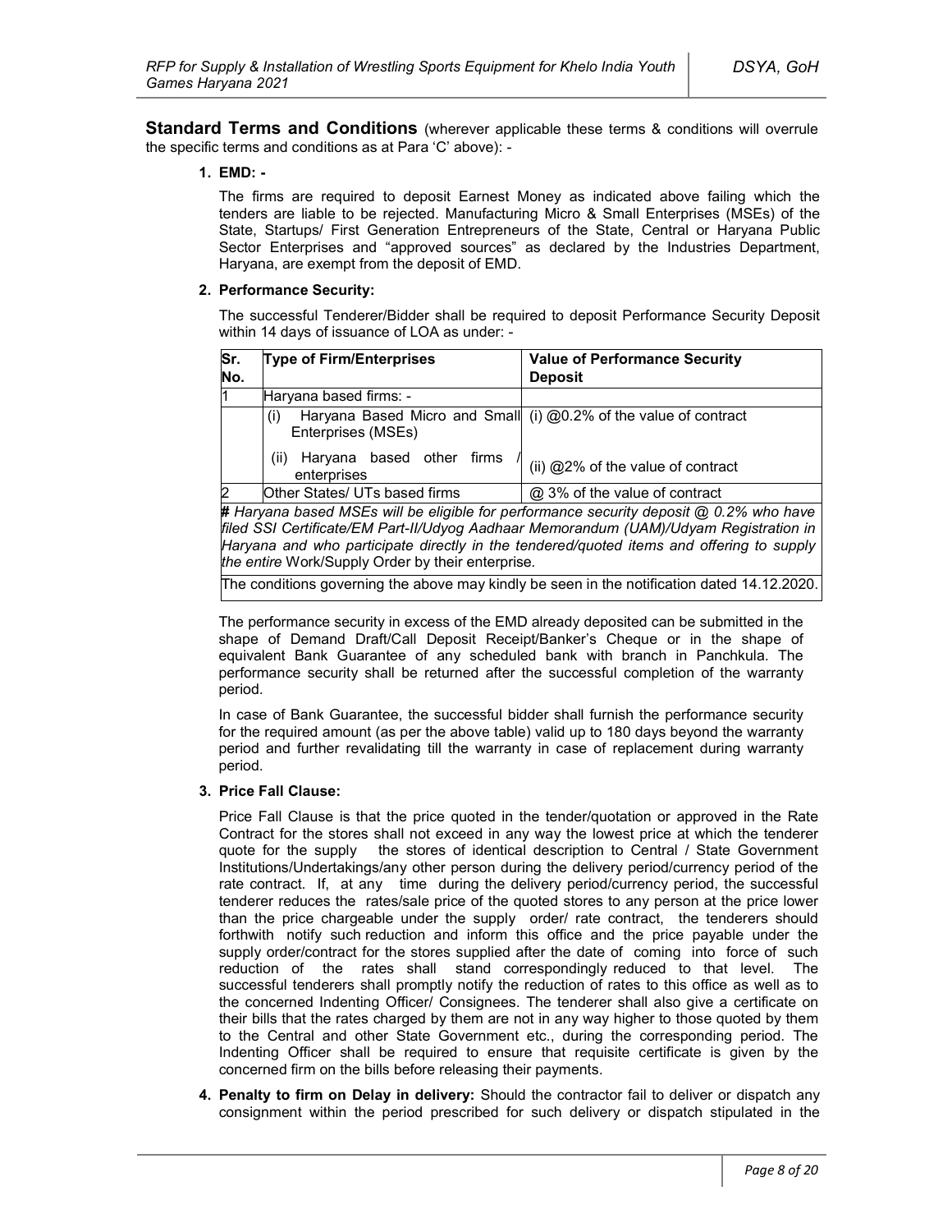**Standard Terms and Conditions** (wherever applicable these terms & conditions will overrule the specific terms and conditions as at Para 'C' above): -

**1. EMD: -**

The firms are required to deposit Earnest Money as indicated above failing which the tenders are liable to be rejected. Manufacturing Micro & Small Enterprises (MSEs) of the State, Startups/ First Generation Entrepreneurs of the State, Central or Haryana Public Sector Enterprises and "approved sources" as declared by the Industries Department, Haryana, are exempt from the deposit of EMD.

**2. Performance Security:**

The successful Tenderer/Bidder shall be required to deposit Performance Security Deposit within 14 days of issuance of LOA as under: -

| Sr. No. | Type of Firm/Enterprises | Value of Performance Security Deposit |
|---|---|---|
| 1 | Haryana based firms: - | |
| | (i) Haryana Based Micro and Small Enterprises (MSEs) | (i) @0.2% of the value of contract |
| | (ii) Haryana based other firms / enterprises | (ii) @2% of the value of contract |
| 2 | Other States/ UTs based firms | @ 3% of the value of contract |

**#** *Haryana based MSEs will be eligible for performance security deposit @ 0.2% who have filed SSI Certificate/EM Part-II/Udyog Aadhaar Memorandum (UAM)/Udyam Registration in Haryana and who participate directly in the tendered/quoted items and offering to supply the entire* Work/Supply Order by their enterprise.

The conditions governing the above may kindly be seen in the notification dated 14.12.2020.

The performance security in excess of the EMD already deposited can be submitted in the shape of Demand Draft/Call Deposit Receipt/Banker's Cheque or in the shape of equivalent Bank Guarantee of any scheduled bank with branch in Panchkula. The performance security shall be returned after the successful completion of the warranty period.

In case of Bank Guarantee, the successful bidder shall furnish the performance security for the required amount (as per the above table) valid up to 180 days beyond the warranty period and further revalidating till the warranty in case of replacement during warranty period.

**3. Price Fall Clause:**

Price Fall Clause is that the price quoted in the tender/quotation or approved in the Rate Contract for the stores shall not exceed in any way the lowest price at which the tenderer quote for the supply the stores of identical description to Central / State Government Institutions/Undertakings/any other person during the delivery period/currency period of the rate contract. If, at any time during the delivery period/currency period, the successful tenderer reduces the rates/sale price of the quoted stores to any person at the price lower than the price chargeable under the supply order/ rate contract, the tenderers should forthwith notify such reduction and inform this office and the price payable under the supply order/contract for the stores supplied after the date of coming into force of such reduction of the rates shall stand correspondingly reduced to that level. The successful tenderers shall promptly notify the reduction of rates to this office as well as to the concerned Indenting Officer/ Consignees. The tenderer shall also give a certificate on their bills that the rates charged by them are not in any way higher to those quoted by them to the Central and other State Government etc., during the corresponding period. The Indenting Officer shall be required to ensure that requisite certificate is given by the concerned firm on the bills before releasing their payments.

**4. Penalty to firm on Delay in delivery:** Should the contractor fail to deliver or dispatch any consignment within the period prescribed for such delivery or dispatch stipulated in the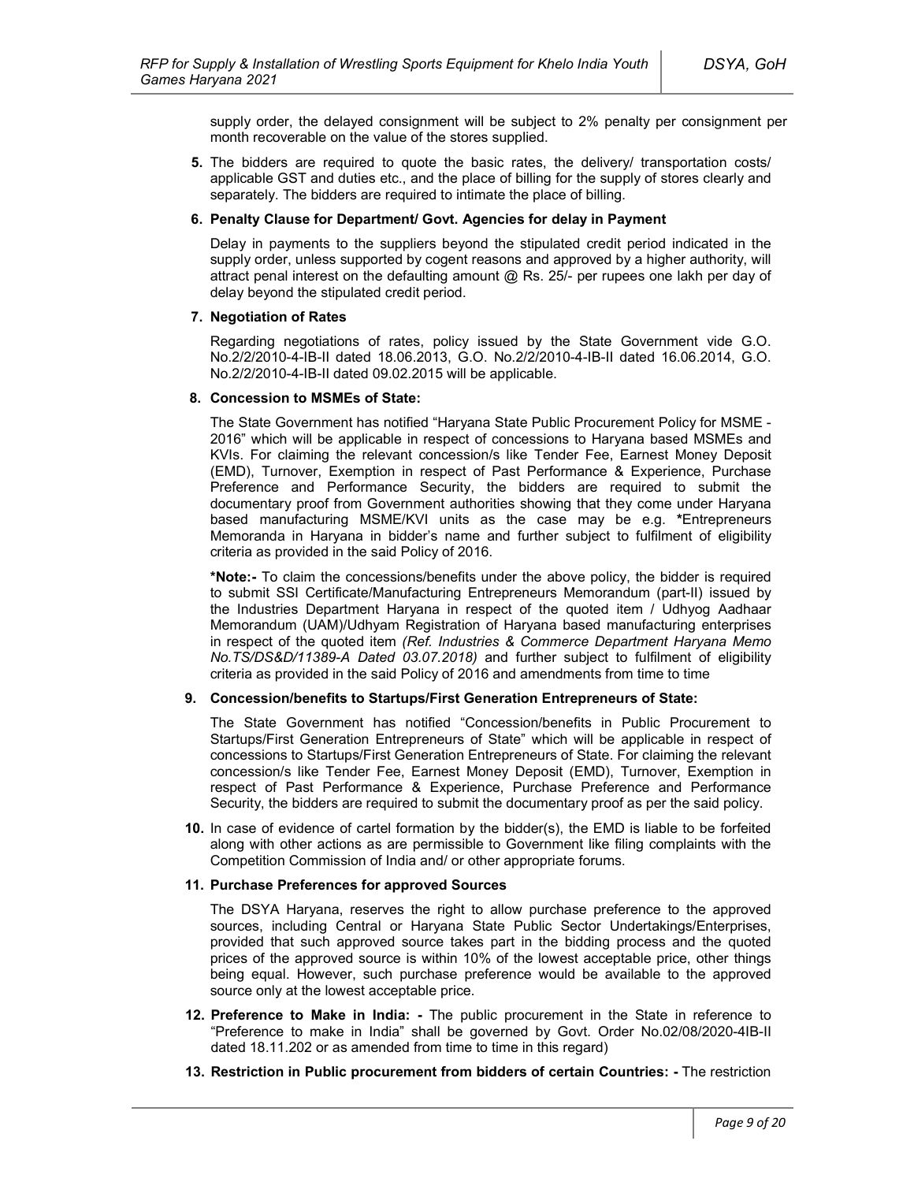supply order, the delayed consignment will be subject to 2% penalty per consignment per month recoverable on the value of the stores supplied.

**5.** The bidders are required to quote the basic rates, the delivery/ transportation costs/ applicable GST and duties etc., and the place of billing for the supply of stores clearly and separately. The bidders are required to intimate the place of billing.

**6. Penalty Clause for Department/ Govt. Agencies for delay in Payment**

Delay in payments to the suppliers beyond the stipulated credit period indicated in the supply order, unless supported by cogent reasons and approved by a higher authority, will attract penal interest on the defaulting amount @ Rs. 25/- per rupees one lakh per day of delay beyond the stipulated credit period.

**7. Negotiation of Rates**

Regarding negotiations of rates, policy issued by the State Government vide G.O. No.2/2/2010-4-IB-II dated 18.06.2013, G.O. No.2/2/2010-4-IB-II dated 16.06.2014, G.O. No.2/2/2010-4-IB-II dated 09.02.2015 will be applicable.

**8. Concession to MSMEs of State:**

The State Government has notified "Haryana State Public Procurement Policy for MSME - 2016" which will be applicable in respect of concessions to Haryana based MSMEs and KVIs. For claiming the relevant concession/s like Tender Fee, Earnest Money Deposit (EMD), Turnover, Exemption in respect of Past Performance & Experience, Purchase Preference and Performance Security, the bidders are required to submit the documentary proof from Government authorities showing that they come under Haryana based manufacturing MSME/KVI units as the case may be e.g. **\***Entrepreneurs Memoranda in Haryana in bidder's name and further subject to fulfilment of eligibility criteria as provided in the said Policy of 2016.

**\*Note:-** To claim the concessions/benefits under the above policy, the bidder is required to submit SSI Certificate/Manufacturing Entrepreneurs Memorandum (part-II) issued by the Industries Department Haryana in respect of the quoted item / Udhyog Aadhaar Memorandum (UAM)/Udhyam Registration of Haryana based manufacturing enterprises in respect of the quoted item *(Ref. Industries & Commerce Department Haryana Memo No.TS/DS&D/11389-A Dated 03.07.2018)* and further subject to fulfilment of eligibility criteria as provided in the said Policy of 2016 and amendments from time to time

**9. Concession/benefits to Startups/First Generation Entrepreneurs of State:**

The State Government has notified "Concession/benefits in Public Procurement to Startups/First Generation Entrepreneurs of State" which will be applicable in respect of concessions to Startups/First Generation Entrepreneurs of State. For claiming the relevant concession/s like Tender Fee, Earnest Money Deposit (EMD), Turnover, Exemption in respect of Past Performance & Experience, Purchase Preference and Performance Security, the bidders are required to submit the documentary proof as per the said policy.

**10.** In case of evidence of cartel formation by the bidder(s), the EMD is liable to be forfeited along with other actions as are permissible to Government like filing complaints with the Competition Commission of India and/ or other appropriate forums.

**11. Purchase Preferences for approved Sources**

The DSYA Haryana, reserves the right to allow purchase preference to the approved sources, including Central or Haryana State Public Sector Undertakings/Enterprises, provided that such approved source takes part in the bidding process and the quoted prices of the approved source is within 10% of the lowest acceptable price, other things being equal. However, such purchase preference would be available to the approved source only at the lowest acceptable price.

**12. Preference to Make in India: -** The public procurement in the State in reference to "Preference to make in India" shall be governed by Govt. Order No.02/08/2020-4IB-II dated 18.11.202 or as amended from time to time in this regard)

**13. Restriction in Public procurement from bidders of certain Countries: -** The restriction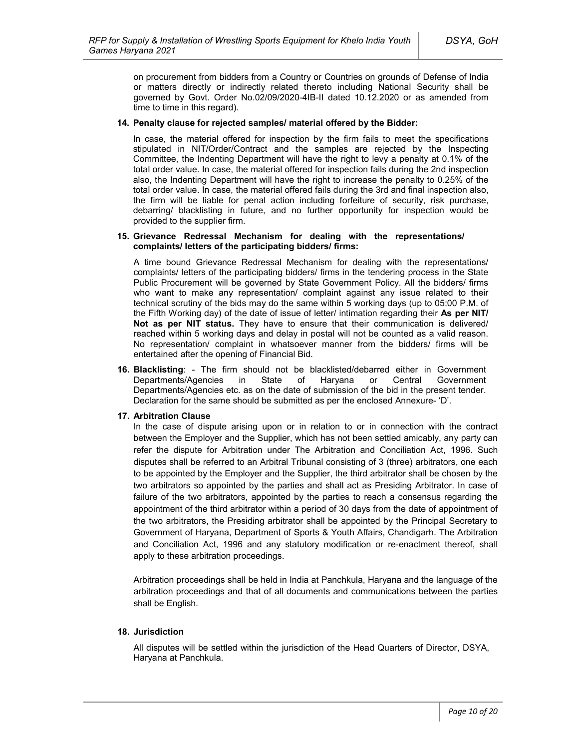on procurement from bidders from a Country or Countries on grounds of Defense of India or matters directly or indirectly related thereto including National Security shall be governed by Govt. Order No.02/09/2020-4IB-II dated 10.12.2020 or as amended from time to time in this regard).

**14. Penalty clause for rejected samples/ material offered by the Bidder:**

In case, the material offered for inspection by the firm fails to meet the specifications stipulated in NIT/Order/Contract and the samples are rejected by the Inspecting Committee, the Indenting Department will have the right to levy a penalty at 0.1% of the total order value. In case, the material offered for inspection fails during the 2nd inspection also, the Indenting Department will have the right to increase the penalty to 0.25% of the total order value. In case, the material offered fails during the 3rd and final inspection also, the firm will be liable for penal action including forfeiture of security, risk purchase, debarring/ blacklisting in future, and no further opportunity for inspection would be provided to the supplier firm.

**15. Grievance Redressal Mechanism for dealing with the representations/ complaints/ letters of the participating bidders/ firms:**

A time bound Grievance Redressal Mechanism for dealing with the representations/ complaints/ letters of the participating bidders/ firms in the tendering process in the State Public Procurement will be governed by State Government Policy. All the bidders/ firms who want to make any representation/ complaint against any issue related to their technical scrutiny of the bids may do the same within 5 working days (up to 05:00 P.M. of the Fifth Working day) of the date of issue of letter/ intimation regarding their **As per NIT/ Not as per NIT status.** They have to ensure that their communication is delivered/ reached within 5 working days and delay in postal will not be counted as a valid reason. No representation/ complaint in whatsoever manner from the bidders/ firms will be entertained after the opening of Financial Bid.

**16. Blacklisting**: - The firm should not be blacklisted/debarred either in Government Departments/Agencies in State of Haryana or Central Government Departments/Agencies etc. as on the date of submission of the bid in the present tender. Declaration for the same should be submitted as per the enclosed Annexure- 'D'.

**17. Arbitration Clause**

In the case of dispute arising upon or in relation to or in connection with the contract between the Employer and the Supplier, which has not been settled amicably, any party can refer the dispute for Arbitration under The Arbitration and Conciliation Act, 1996. Such disputes shall be referred to an Arbitral Tribunal consisting of 3 (three) arbitrators, one each to be appointed by the Employer and the Supplier, the third arbitrator shall be chosen by the two arbitrators so appointed by the parties and shall act as Presiding Arbitrator. In case of failure of the two arbitrators, appointed by the parties to reach a consensus regarding the appointment of the third arbitrator within a period of 30 days from the date of appointment of the two arbitrators, the Presiding arbitrator shall be appointed by the Principal Secretary to Government of Haryana, Department of Sports & Youth Affairs, Chandigarh. The Arbitration and Conciliation Act, 1996 and any statutory modification or re-enactment thereof, shall apply to these arbitration proceedings.

Arbitration proceedings shall be held in India at Panchkula, Haryana and the language of the arbitration proceedings and that of all documents and communications between the parties shall be English.

**18. Jurisdiction**

All disputes will be settled within the jurisdiction of the Head Quarters of Director, DSYA, Haryana at Panchkula.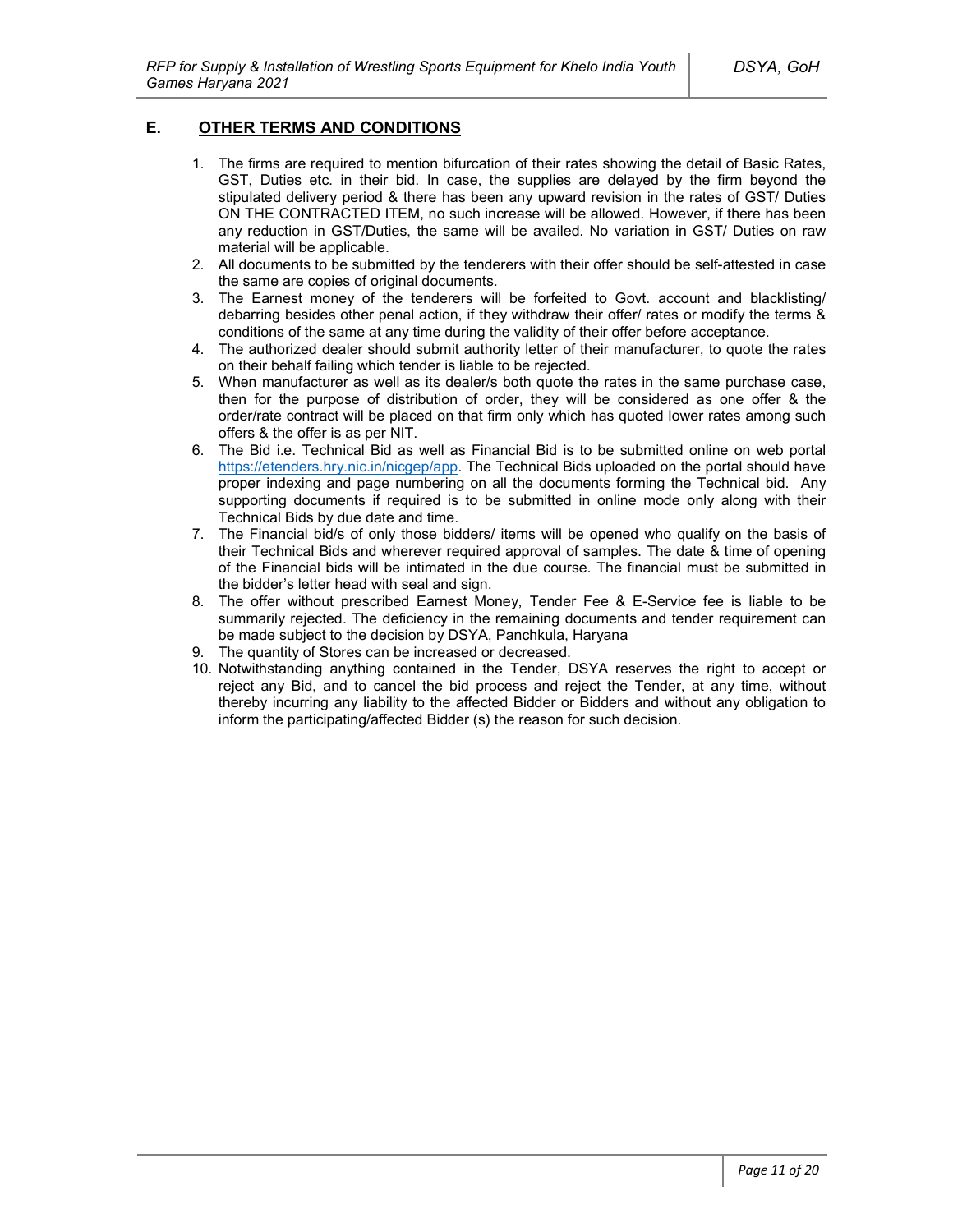## E. OTHER TERMS AND CONDITIONS

1. The firms are required to mention bifurcation of their rates showing the detail of Basic Rates, GST, Duties etc. in their bid. In case, the supplies are delayed by the firm beyond the stipulated delivery period & there has been any upward revision in the rates of GST/ Duties ON THE CONTRACTED ITEM, no such increase will be allowed. However, if there has been any reduction in GST/Duties, the same will be availed. No variation in GST/ Duties on raw material will be applicable.
2. All documents to be submitted by the tenderers with their offer should be self-attested in case the same are copies of original documents.
3. The Earnest money of the tenderers will be forfeited to Govt. account and blacklisting/ debarring besides other penal action, if they withdraw their offer/ rates or modify the terms & conditions of the same at any time during the validity of their offer before acceptance.
4. The authorized dealer should submit authority letter of their manufacturer, to quote the rates on their behalf failing which tender is liable to be rejected.
5. When manufacturer as well as its dealer/s both quote the rates in the same purchase case, then for the purpose of distribution of order, they will be considered as one offer & the order/rate contract will be placed on that firm only which has quoted lower rates among such offers & the offer is as per NIT.
6. The Bid i.e. Technical Bid as well as Financial Bid is to be submitted online on web portal https://etenders.hry.nic.in/nicgep/app. The Technical Bids uploaded on the portal should have proper indexing and page numbering on all the documents forming the Technical bid. Any supporting documents if required is to be submitted in online mode only along with their Technical Bids by due date and time.
7. The Financial bid/s of only those bidders/ items will be opened who qualify on the basis of their Technical Bids and wherever required approval of samples. The date & time of opening of the Financial bids will be intimated in the due course. The financial must be submitted in the bidder's letter head with seal and sign.
8. The offer without prescribed Earnest Money, Tender Fee & E-Service fee is liable to be summarily rejected. The deficiency in the remaining documents and tender requirement can be made subject to the decision by DSYA, Panchkula, Haryana
9. The quantity of Stores can be increased or decreased.
10. Notwithstanding anything contained in the Tender, DSYA reserves the right to accept or reject any Bid, and to cancel the bid process and reject the Tender, at any time, without thereby incurring any liability to the affected Bidder or Bidders and without any obligation to inform the participating/affected Bidder (s) the reason for such decision.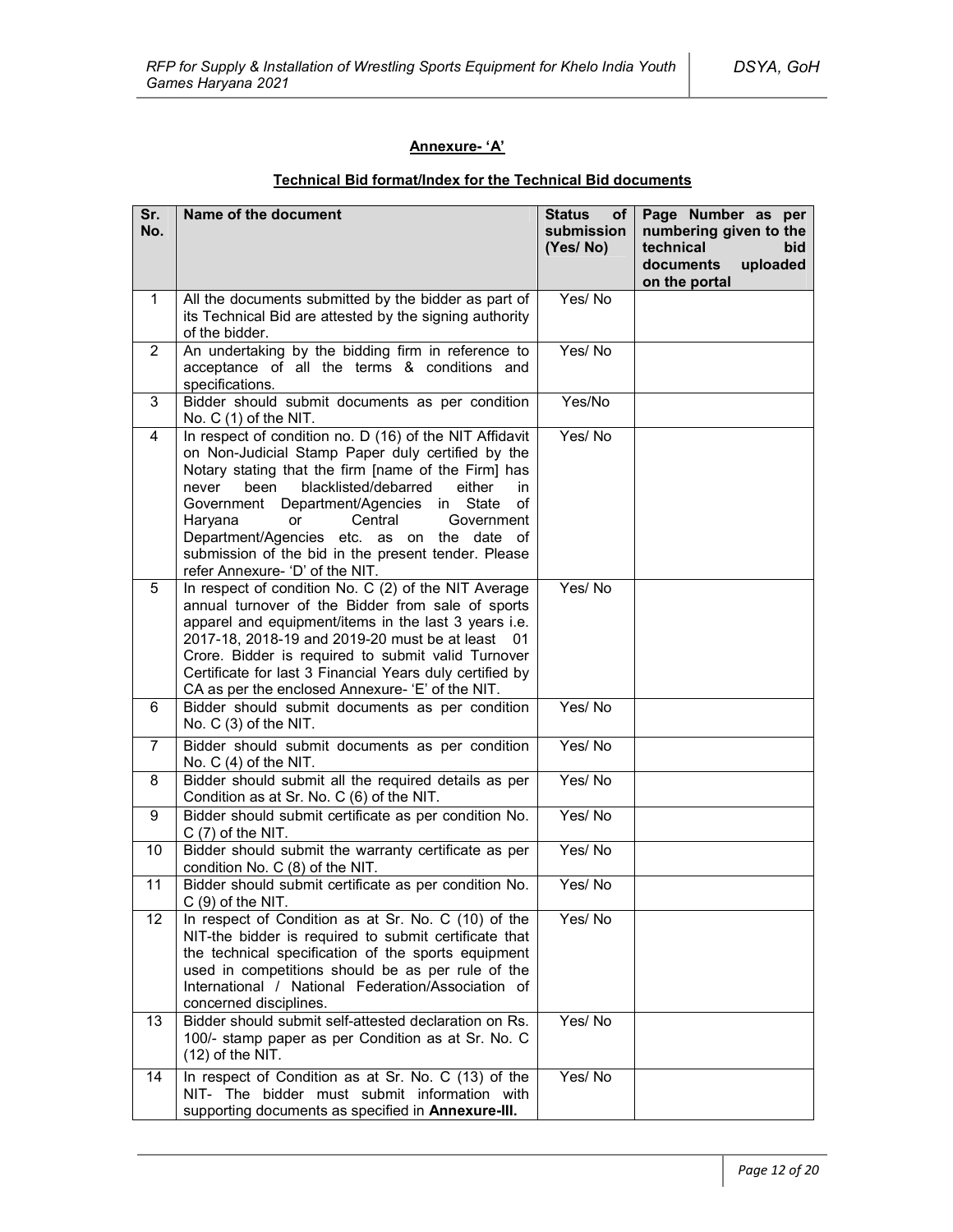**Annexure- 'A'**

**Technical Bid format/Index for the Technical Bid documents**

| Sr. No. | Name of the document | Status of submission (Yes/ No) | Page Number as per numbering given to the technical bid documents uploaded on the portal |
|---|---|---|---|
| 1 | All the documents submitted by the bidder as part of its Technical Bid are attested by the signing authority of the bidder. | Yes/ No | |
| 2 | An undertaking by the bidding firm in reference to acceptance of all the terms & conditions and specifications. | Yes/ No | |
| 3 | Bidder should submit documents as per condition No. C (1) of the NIT. | Yes/No | |
| 4 | In respect of condition no. D (16) of the NIT Affidavit on Non-Judicial Stamp Paper duly certified by the Notary stating that the firm [name of the Firm] has never been blacklisted/debarred either in Government Department/Agencies in State of Haryana or Central Government Department/Agencies etc. as on the date of submission of the bid in the present tender. Please refer Annexure- 'D' of the NIT. | Yes/ No | |
| 5 | In respect of condition No. C (2) of the NIT Average annual turnover of the Bidder from sale of sports apparel and equipment/items in the last 3 years i.e. 2017-18, 2018-19 and 2019-20 must be at least 01 Crore. Bidder is required to submit valid Turnover Certificate for last 3 Financial Years duly certified by CA as per the enclosed Annexure- 'E' of the NIT. | Yes/ No | |
| 6 | Bidder should submit documents as per condition No. C (3) of the NIT. | Yes/ No | |
| 7 | Bidder should submit documents as per condition No. C (4) of the NIT. | Yes/ No | |
| 8 | Bidder should submit all the required details as per Condition as at Sr. No. C (6) of the NIT. | Yes/ No | |
| 9 | Bidder should submit certificate as per condition No. C (7) of the NIT. | Yes/ No | |
| 10 | Bidder should submit the warranty certificate as per condition No. C (8) of the NIT. | Yes/ No | |
| 11 | Bidder should submit certificate as per condition No. C (9) of the NIT. | Yes/ No | |
| 12 | In respect of Condition as at Sr. No. C (10) of the NIT-the bidder is required to submit certificate that the technical specification of the sports equipment used in competitions should be as per rule of the International / National Federation/Association of concerned disciplines. | Yes/ No | |
| 13 | Bidder should submit self-attested declaration on Rs. 100/- stamp paper as per Condition as at Sr. No. C (12) of the NIT. | Yes/ No | |
| 14 | In respect of Condition as at Sr. No. C (13) of the NIT- The bidder must submit information with supporting documents as specified in **Annexure-III.** | Yes/ No | |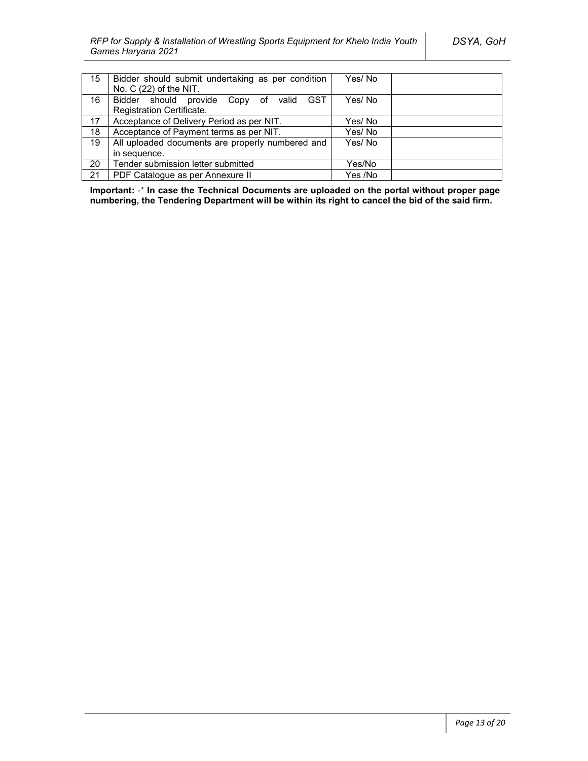| | | | |
|---|---|---|---|
| 15 | Bidder should submit undertaking as per condition No. C (22) of the NIT. | Yes/ No | |
| 16 | Bidder should provide Copy of valid GST Registration Certificate. | Yes/ No | |
| 17 | Acceptance of Delivery Period as per NIT. | Yes/ No | |
| 18 | Acceptance of Payment terms as per NIT. | Yes/ No | |
| 19 | All uploaded documents are properly numbered and in sequence. | Yes/ No | |
| 20 | Tender submission letter submitted | Yes/No | |
| 21 | PDF Catalogue as per Annexure II | Yes /No | |

**Important:** -* **In case the Technical Documents are uploaded on the portal without proper page numbering, the Tendering Department will be within its right to cancel the bid of the said firm.**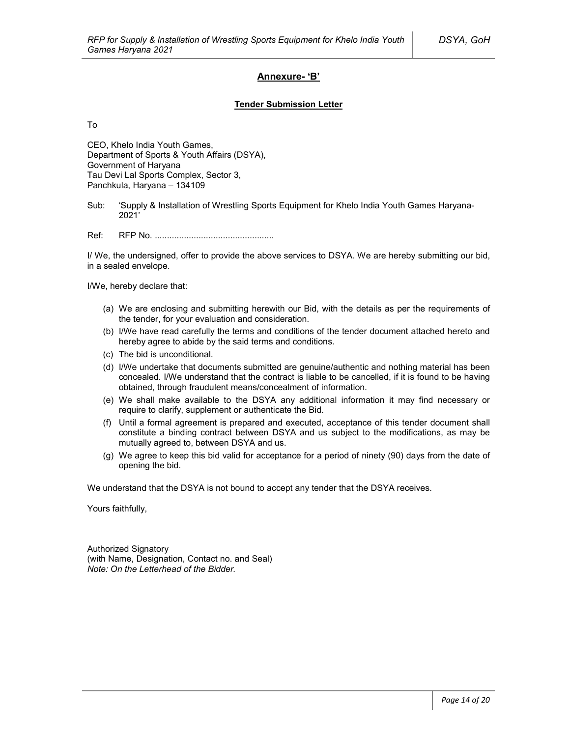## Annexure- 'B'

### Tender Submission Letter

To

CEO, Khelo India Youth Games,
Department of Sports & Youth Affairs (DSYA),
Government of Haryana
Tau Devi Lal Sports Complex, Sector 3,
Panchkula, Haryana – 134109

Sub: 'Supply & Installation of Wrestling Sports Equipment for Khelo India Youth Games Haryana-2021'

Ref: RFP No. ................................................

I/ We, the undersigned, offer to provide the above services to DSYA. We are hereby submitting our bid, in a sealed envelope.

I/We, hereby declare that:

(a) We are enclosing and submitting herewith our Bid, with the details as per the requirements of the tender, for your evaluation and consideration.
(b) I/We have read carefully the terms and conditions of the tender document attached hereto and hereby agree to abide by the said terms and conditions.
(c) The bid is unconditional.
(d) I/We undertake that documents submitted are genuine/authentic and nothing material has been concealed. I/We understand that the contract is liable to be cancelled, if it is found to be having obtained, through fraudulent means/concealment of information.
(e) We shall make available to the DSYA any additional information it may find necessary or require to clarify, supplement or authenticate the Bid.
(f) Until a formal agreement is prepared and executed, acceptance of this tender document shall constitute a binding contract between DSYA and us subject to the modifications, as may be mutually agreed to, between DSYA and us.
(g) We agree to keep this bid valid for acceptance for a period of ninety (90) days from the date of opening the bid.

We understand that the DSYA is not bound to accept any tender that the DSYA receives.

Yours faithfully,

Authorized Signatory
(with Name, Designation, Contact no. and Seal)
*Note: On the Letterhead of the Bidder.*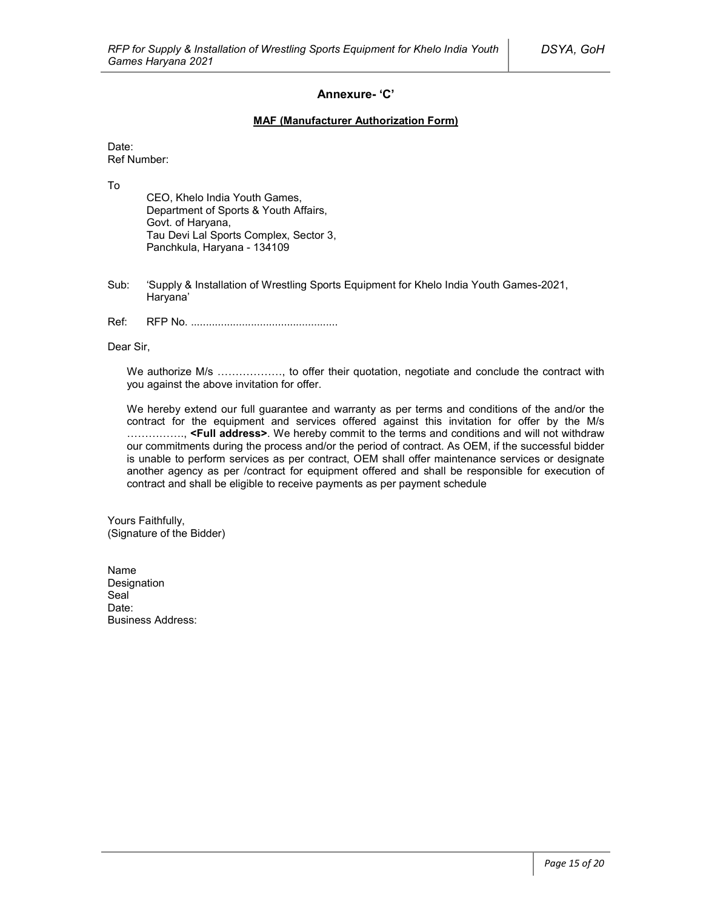## Annexure- 'C'

**MAF (Manufacturer Authorization Form)**

Date:
Ref Number:

To

CEO, Khelo India Youth Games,
Department of Sports & Youth Affairs,
Govt. of Haryana,
Tau Devi Lal Sports Complex, Sector 3,
Panchkula, Haryana - 134109

Sub: 'Supply & Installation of Wrestling Sports Equipment for Khelo India Youth Games-2021, Haryana'

Ref: RFP No. ................................................

Dear Sir,

We authorize M/s ………………, to offer their quotation, negotiate and conclude the contract with you against the above invitation for offer.

We hereby extend our full guarantee and warranty as per terms and conditions of the and/or the contract for the equipment and services offered against this invitation for offer by the M/s ……………., **<Full address>**. We hereby commit to the terms and conditions and will not withdraw our commitments during the process and/or the period of contract. As OEM, if the successful bidder is unable to perform services as per contract, OEM shall offer maintenance services or designate another agency as per /contract for equipment offered and shall be responsible for execution of contract and shall be eligible to receive payments as per payment schedule

Yours Faithfully,
(Signature of the Bidder)

Name
Designation
Seal
Date:
Business Address: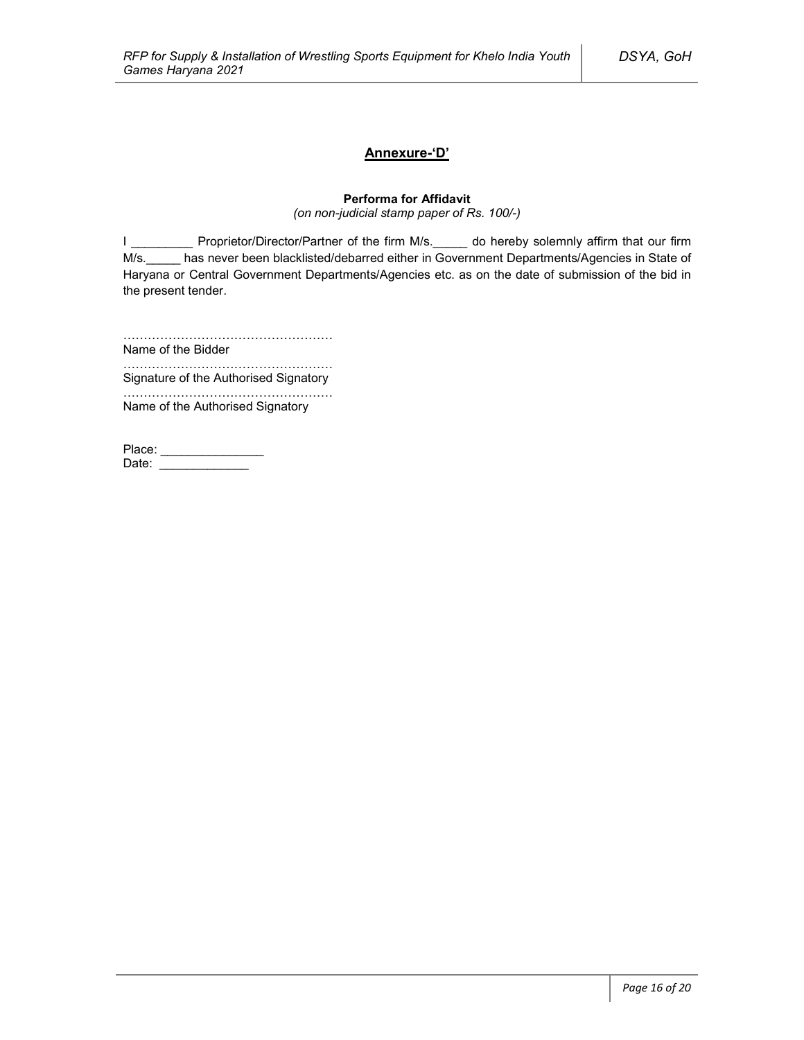## **Annexure-'D'**

**Performa for Affidavit**

*(on non-judicial stamp paper of Rs. 100/-)*

I _________ Proprietor/Director/Partner of the firm M/s._____ do hereby solemnly affirm that our firm M/s._____ has never been blacklisted/debarred either in Government Departments/Agencies in State of Haryana or Central Government Departments/Agencies etc. as on the date of submission of the bid in the present tender.

……………………………………………
Name of the Bidder

……………………………………………
Signature of the Authorised Signatory

……………………………………………
Name of the Authorised Signatory

Place: _______________

Date: _____________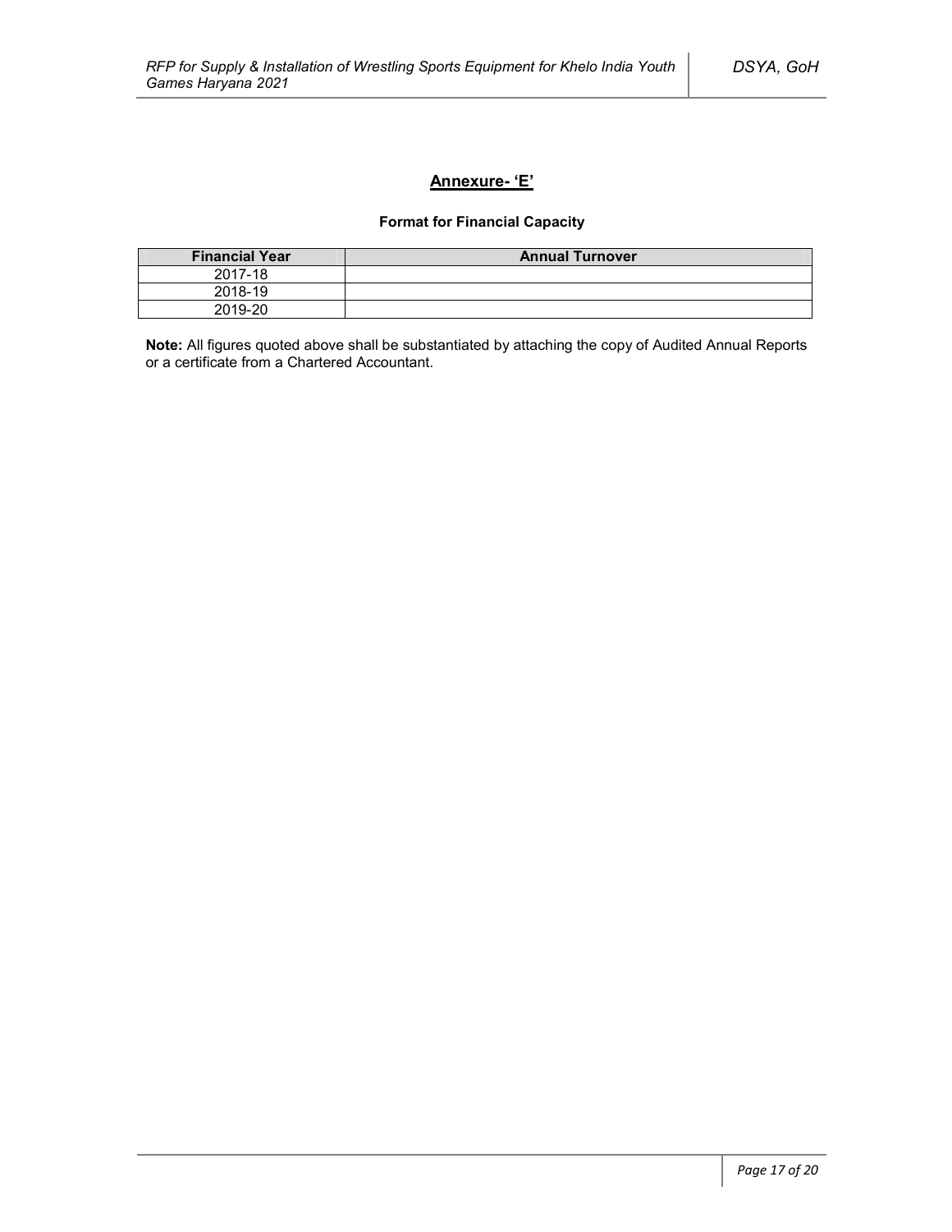## Annexure- 'E'

### Format for Financial Capacity

| Financial Year | Annual Turnover |
|---|---|
| 2017-18 | |
| 2018-19 | |
| 2019-20 | |

**Note:** All figures quoted above shall be substantiated by attaching the copy of Audited Annual Reports or a certificate from a Chartered Accountant.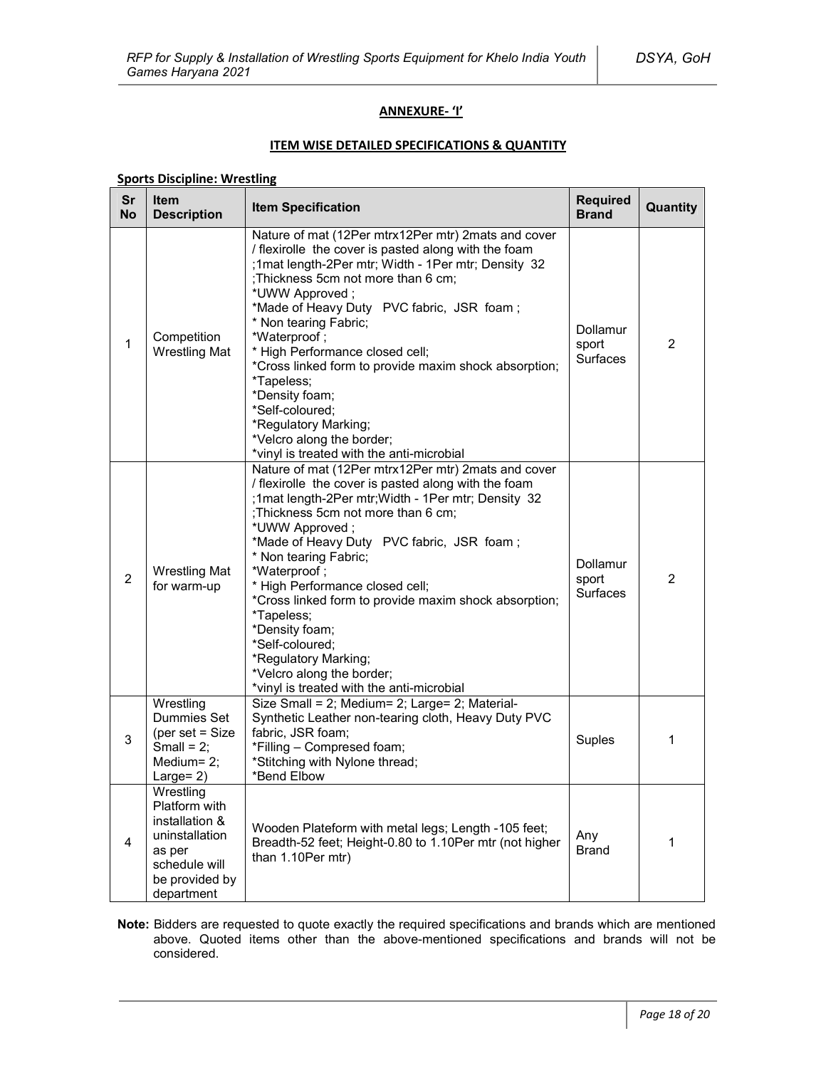## ANNEXURE- 'I'

## ITEM WISE DETAILED SPECIFICATIONS & QUANTITY

**Sports Discipline: Wrestling**

| Sr No | Item Description | Item Specification | Required Brand | Quantity |
|---|---|---|---|---|
| 1 | Competition Wrestling Mat | Nature of mat (12Per mtrx12Per mtr) 2mats and cover / flexirolle the cover is pasted along with the foam ;1mat length-2Per mtr; Width - 1Per mtr; Density 32 ;Thickness 5cm not more than 6 cm;<br>*UWW Approved ;<br>*Made of Heavy Duty PVC fabric, JSR foam ;<br>* Non tearing Fabric;<br>*Waterproof ;<br>* High Performance closed cell;<br>*Cross linked form to provide maxim shock absorption;<br>*Tapeless;<br>*Density foam;<br>*Self-coloured;<br>*Regulatory Marking;<br>*Velcro along the border;<br>*vinyl is treated with the anti-microbial | Dollamur sport Surfaces | 2 |
| 2 | Wrestling Mat for warm-up | Nature of mat (12Per mtrx12Per mtr) 2mats and cover / flexirolle the cover is pasted along with the foam ;1mat length-2Per mtr;Width - 1Per mtr; Density 32 ;Thickness 5cm not more than 6 cm;<br>*UWW Approved ;<br>*Made of Heavy Duty PVC fabric, JSR foam ;<br>* Non tearing Fabric;<br>*Waterproof ;<br>* High Performance closed cell;<br>*Cross linked form to provide maxim shock absorption;<br>*Tapeless;<br>*Density foam;<br>*Self-coloured;<br>*Regulatory Marking;<br>*Velcro along the border;<br>*vinyl is treated with the anti-microbial | Dollamur sport Surfaces | 2 |
| 3 | Wrestling Dummies Set (per set = Size Small = 2; Medium= 2; Large= 2) | Size Small = 2; Medium= 2; Large= 2; Material-Synthetic Leather non-tearing cloth, Heavy Duty PVC fabric, JSR foam;<br>*Filling – Compresed foam;<br>*Stitching with Nylone thread;<br>*Bend Elbow | Suples | 1 |
| 4 | Wrestling Platform with installation & uninstallation as per schedule will be provided by department | Wooden Plateform with metal legs; Length -105 feet; Breadth-52 feet; Height-0.80 to 1.10Per mtr (not higher than 1.10Per mtr) | Any Brand | 1 |

**Note:** Bidders are requested to quote exactly the required specifications and brands which are mentioned above. Quoted items other than the above-mentioned specifications and brands will not be considered.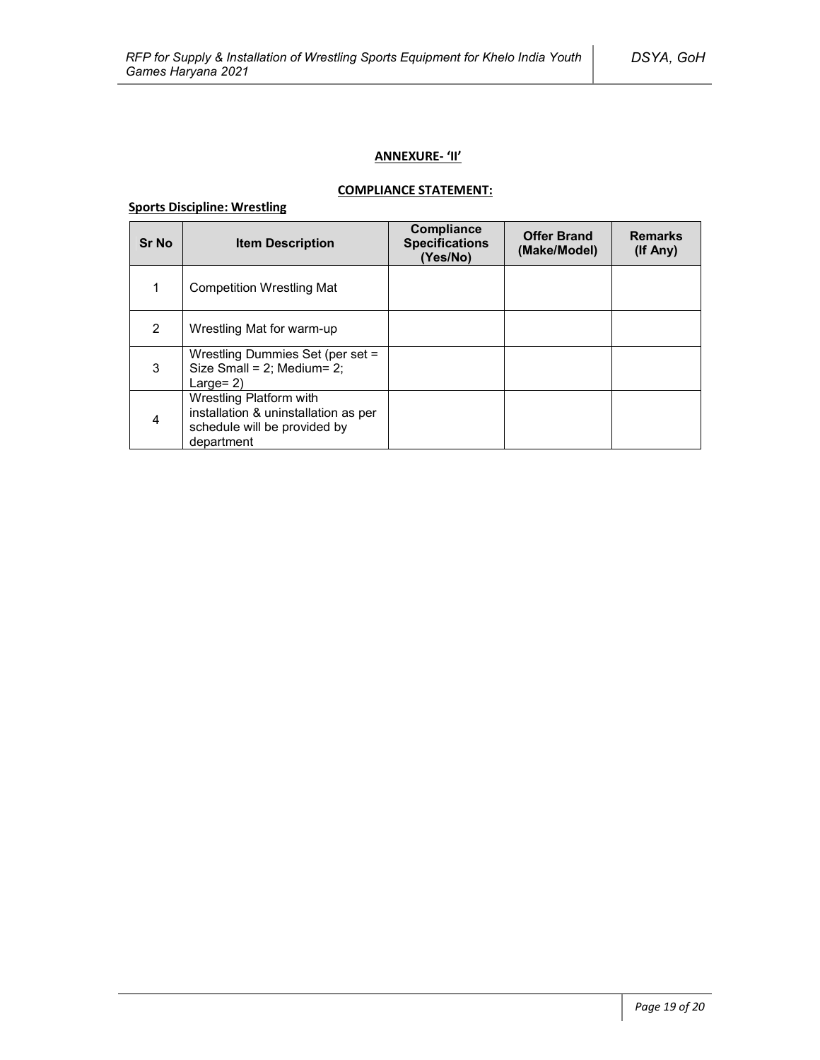## ANNEXURE- 'II'

### COMPLIANCE STATEMENT:

**Sports Discipline: Wrestling**

| Sr No | Item Description | Compliance Specifications (Yes/No) | Offer Brand (Make/Model) | Remarks (If Any) |
|---|---|---|---|---|
| 1 | Competition Wrestling Mat | | | |
| 2 | Wrestling Mat for warm-up | | | |
| 3 | Wrestling Dummies Set (per set = Size Small = 2; Medium= 2; Large= 2) | | | |
| 4 | Wrestling Platform with installation & uninstallation as per schedule will be provided by department | | | |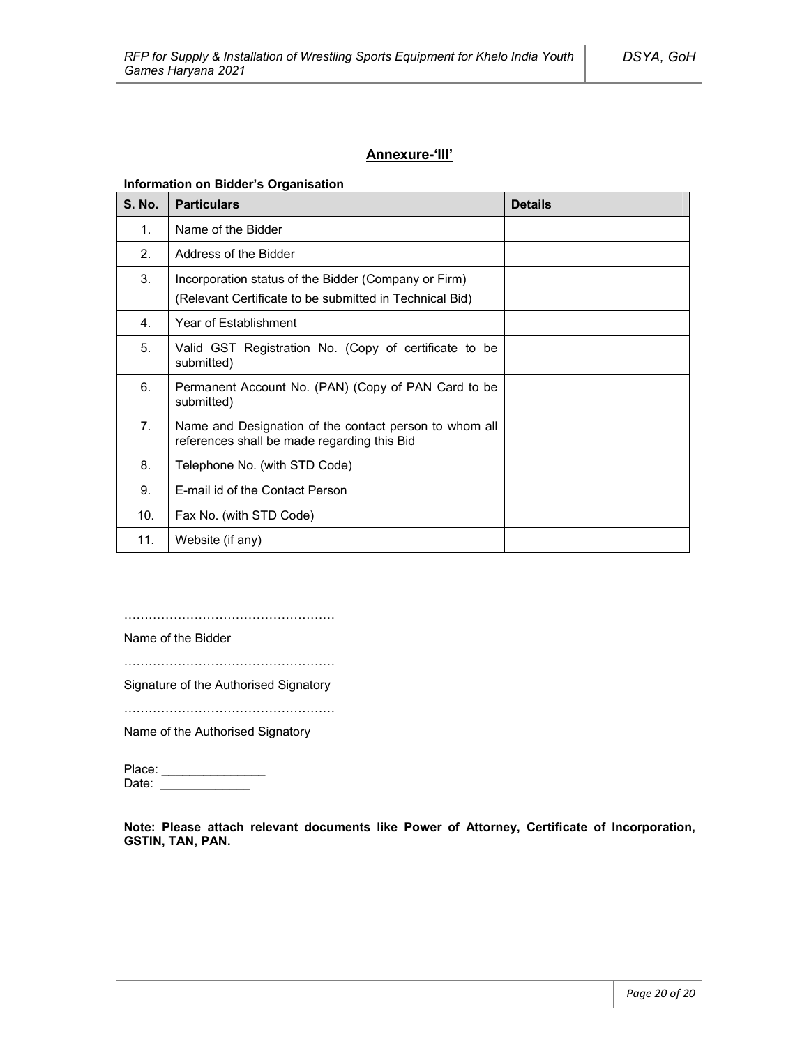## Annexure-'III'

**Information on Bidder's Organisation**

| S. No. | Particulars | Details |
|---|---|---|
| 1. | Name of the Bidder | |
| 2. | Address of the Bidder | |
| 3. | Incorporation status of the Bidder (Company or Firm)<br>(Relevant Certificate to be submitted in Technical Bid) | |
| 4. | Year of Establishment | |
| 5. | Valid GST Registration No. (Copy of certificate to be submitted) | |
| 6. | Permanent Account No. (PAN) (Copy of PAN Card to be submitted) | |
| 7. | Name and Designation of the contact person to whom all references shall be made regarding this Bid | |
| 8. | Telephone No. (with STD Code) | |
| 9. | E-mail id of the Contact Person | |
| 10. | Fax No. (with STD Code) | |
| 11. | Website (if any) | |

……………………………………………

Name of the Bidder

……………………………………………

Signature of the Authorised Signatory

……………………………………………

Name of the Authorised Signatory

Place: _______________

Date: _____________

**Note: Please attach relevant documents like Power of Attorney, Certificate of Incorporation, GSTIN, TAN, PAN.**